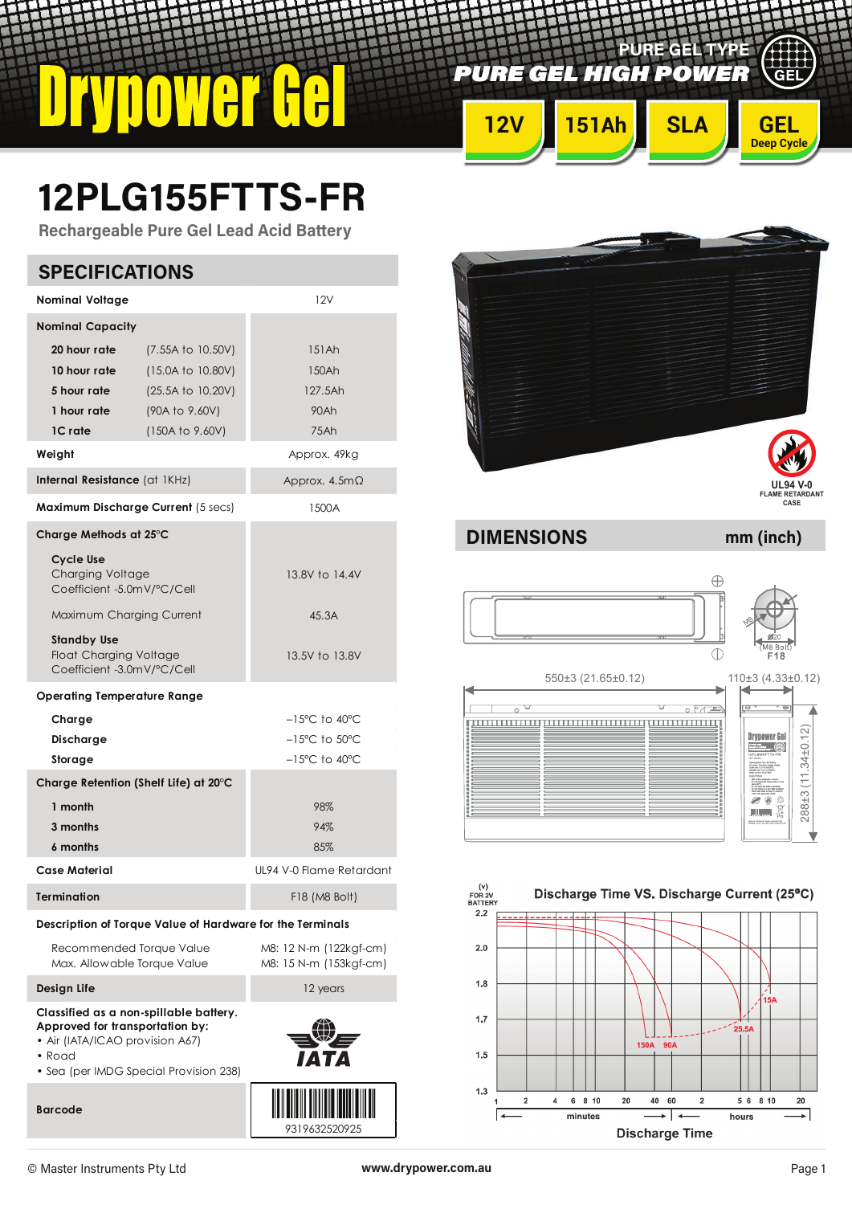# Drypower Gel

PURE GEL TYPE

PURE GEL HIGH POWER

12V | 151Ah | SLA | GEL Deep Cycle

# 12PLG155FTTS-FR

## Rechargeable Pure Gel Lead Acid Battery

## SPECIFICATIONS

| | | |
|---|---|---|
| **Nominal Voltage** | | 12V |
| **Nominal Capacity** | | |
| **20 hour rate** | (7.55A to 10.50V) | 151Ah |
| **10 hour rate** | (15.0A to 10.80V) | 150Ah |
| **5 hour rate** | (25.5A to 10.20V) | 127.5Ah |
| **1 hour rate** | (90A to 9.60V) | 90Ah |
| **1C rate** | (150A to 9.60V) | 75Ah |
| **Weight** | | Approx. 49kg |
| **Internal Resistance** (at 1KHz) | | Approx. 4.5mΩ |
| **Maximum Discharge Current** (5 secs) | | 1500A |
| **Charge Methods at 25°C** | | |
| **Cycle Use** Charging Voltage Coefficient -5.0mV/°C/Cell | | 13.8V to 14.4V |
| Maximum Charging Current | | 45.3A |
| **Standby Use** Float Charging Voltage Coefficient -3.0mV/°C/Cell | | 13.5V to 13.8V |
| **Operating Temperature Range** | | |
| **Charge** | | -15°C to 40°C |
| **Discharge** | | -15°C to 50°C |
| **Storage** | | -15°C to 40°C |
| **Charge Retention (Shelf Life) at 20°C** | | |
| **1 month** | | 98% |
| **3 months** | | 94% |
| **6 months** | | 85% |
| **Case Material** | | UL94 V-0 Flame Retardant |
| **Termination** | | F18 (M8 Bolt) |
| **Description of Torque Value of Hardware for the Terminals** | | |
| Recommended Torque Value | | M8: 12 N-m (122kgf-cm) |
| Max. Allowable Torque Value | | M8: 15 N-m (153kgf-cm) |
| **Design Life** | | 12 years |

**Classified as a non-spillable battery.**
**Approved for transportation by:**
- Air (IATA/ICAO provision A67)
- Road
- Sea (per IMDG Special Provision 238)

IATA

**Barcode** 9319632520925

UL94 V-0 FLAME RETARDANT CASE

## DIMENSIONS mm (inch)

550±3 (21.65±0.12)

110±3 (4.33±0.12)

288±3 (11.34±0.12)

Ø20 (M8 Bolt) F18

### Discharge Time VS. Discharge Current (25°C)

(v) FOR 2V BATTERY

Curves: 150A, 90A, 25.5A, 15A

Discharge Time (minutes: 1, 2, 4, 6, 8, 10, 20, 40, 60; hours: 2, 5, 6, 8, 10, 20)

© Master Instruments Pty Ltd

www.drypower.com.au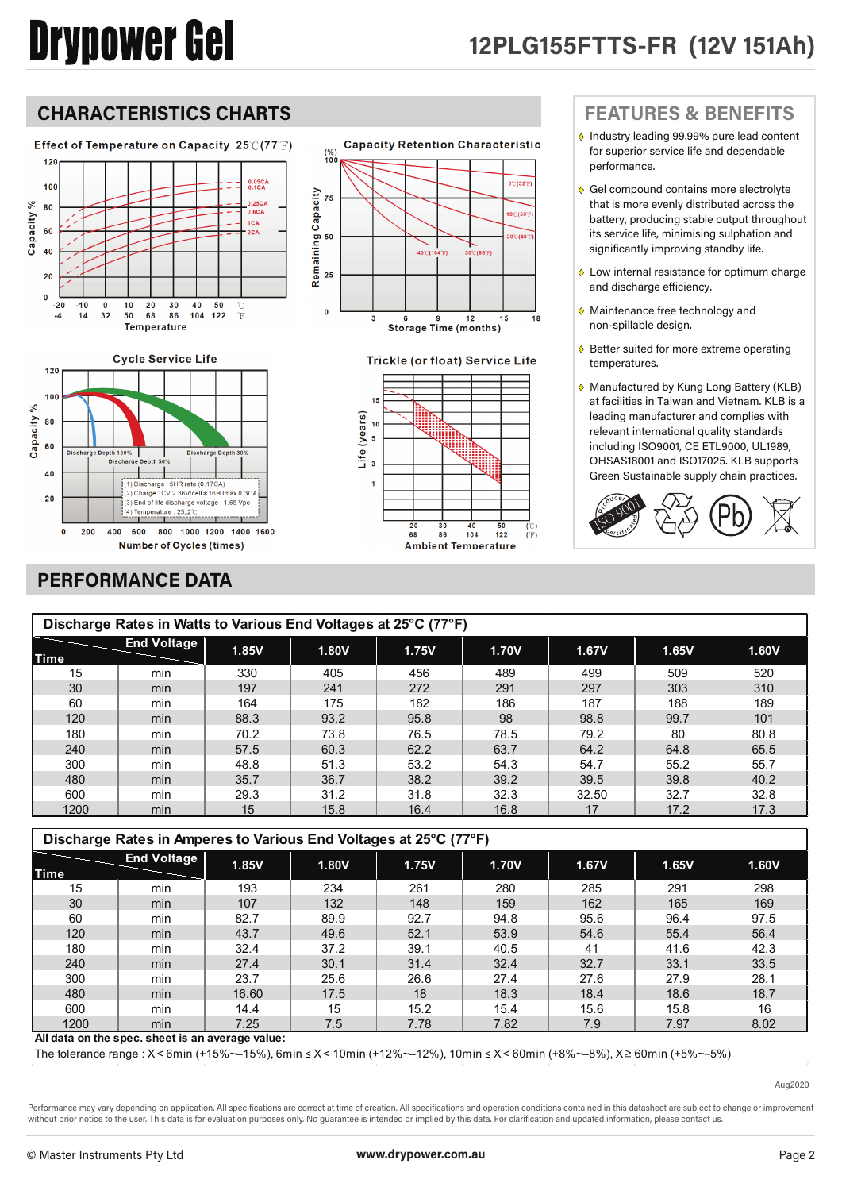# Drypower Gel

## 12PLG155FTTS-FR (12V 151Ah)

## CHARACTERISTICS CHARTS

Effect of Temperature on Capacity 25℃(77℉)

Capacity %

120
100
80
60
40
20
0

0.05CA
0.1CA
0.25CA
0.6CA
1CA
2CA

-20 -10 0 10 20 30 40 50 ℃
-4 14 32 50 68 86 104 122 ℉

Temperature

Capacity Retention Characteristic

(%)

Remaining Capacity

100
75
50
25
0

0℃(32℉)
10℃(50℉)
20℃(68℉)
40℃(104℉)
30℃(86℉)

3 6 9 12 15 18

Storage Time (months)

Cycle Service Life

Capacity %

120
100
80
60
40
20

Discharge Depth 100%
Discharge Depth 50%
Discharge Depth 30%

(1) Discharge : 5HR rate (0.17CA)
(2) Charge : CV 2.36V/cell×16H Imax 0.3CA
(3) End of life discharge voltage : 1.65 Vpc
(4) Temperature : 25±2℃

0 200 400 600 800 1000 1200 1400 1600

Number of Cycles (times)

Trickle (or float) Service Life

Life (years)

15
10
5
3
1

20 30 40 50 (℃)
68 86 104 122 (℉)

Ambient Temperature

## FEATURES & BENEFITS

- Industry leading 99.99% pure lead content for superior service life and dependable performance.
- Gel compound contains more electrolyte that is more evenly distributed across the battery, producing stable output throughout its service life, minimising sulphation and significantly improving standby life.
- Low internal resistance for optimum charge and discharge efficiency.
- Maintenance free technology and non-spillable design.
- Better suited for more extreme operating temperatures.
- Manufactured by Kung Long Battery (KLB) at facilities in Taiwan and Vietnam. KLB is a leading manufacturer and complies with relevant international quality standards including ISO9001, CE ETL9000, UL1989, OHSAS18001 and ISO17025. KLB supports Green Sustainable supply chain practices.

Producer ISO 9001 certificated

Pb

## PERFORMANCE DATA

**Discharge Rates in Watts to Various End Voltages at 25°C (77°F)**

| Time | End Voltage | 1.85V | 1.80V | 1.75V | 1.70V | 1.67V | 1.65V | 1.60V |
|---|---|---|---|---|---|---|---|---|
| 15 | min | 330 | 405 | 456 | 489 | 499 | 509 | 520 |
| 30 | min | 197 | 241 | 272 | 291 | 297 | 303 | 310 |
| 60 | min | 164 | 175 | 182 | 186 | 187 | 188 | 189 |
| 120 | min | 88.3 | 93.2 | 95.8 | 98 | 98.8 | 99.7 | 101 |
| 180 | min | 70.2 | 73.8 | 76.5 | 78.5 | 79.2 | 80 | 80.8 |
| 240 | min | 57.5 | 60.3 | 62.2 | 63.7 | 64.2 | 64.8 | 65.5 |
| 300 | min | 48.8 | 51.3 | 53.2 | 54.3 | 54.7 | 55.2 | 55.7 |
| 480 | min | 35.7 | 36.7 | 38.2 | 39.2 | 39.5 | 39.8 | 40.2 |
| 600 | min | 29.3 | 31.2 | 31.8 | 32.3 | 32.50 | 32.7 | 32.8 |
| 1200 | min | 15 | 15.8 | 16.4 | 16.8 | 17 | 17.2 | 17.3 |

**Discharge Rates in Amperes to Various End Voltages at 25°C (77°F)**

| Time | End Voltage | 1.85V | 1.80V | 1.75V | 1.70V | 1.67V | 1.65V | 1.60V |
|---|---|---|---|---|---|---|---|---|
| 15 | min | 193 | 234 | 261 | 280 | 285 | 291 | 298 |
| 30 | min | 107 | 132 | 148 | 159 | 162 | 165 | 169 |
| 60 | min | 82.7 | 89.9 | 92.7 | 94.8 | 95.6 | 96.4 | 97.5 |
| 120 | min | 43.7 | 49.6 | 52.1 | 53.9 | 54.6 | 55.4 | 56.4 |
| 180 | min | 32.4 | 37.2 | 39.1 | 40.5 | 41 | 41.6 | 42.3 |
| 240 | min | 27.4 | 30.1 | 31.4 | 32.4 | 32.7 | 33.1 | 33.5 |
| 300 | min | 23.7 | 25.6 | 26.6 | 27.4 | 27.6 | 27.9 | 28.1 |
| 480 | min | 16.60 | 17.5 | 18 | 18.3 | 18.4 | 18.6 | 18.7 |
| 600 | min | 14.4 | 15 | 15.2 | 15.4 | 15.6 | 15.8 | 16 |
| 1200 | min | 7.25 | 7.5 | 7.78 | 7.82 | 7.9 | 7.97 | 8.02 |

**All data on the spec. sheet is an average value:**

The tolerance range : X < 6min (+15%~-15%), 6min ≤ X < 10min (+12%~-12%), 10min ≤ X < 60min (+8%~-8%), X ≥ 60min (+5%~-5%)

Aug2020

Performance may vary depending on application. All specifications are correct at time of creation. All specifications and operation conditions contained in this datasheet are subject to change or improvement without prior notice to the user. This data is for evaluation purposes only. No guarantee is intended or implied by this data. For clarification and updated information, please contact us.

© Master Instruments Pty Ltd

www.drypower.com.au